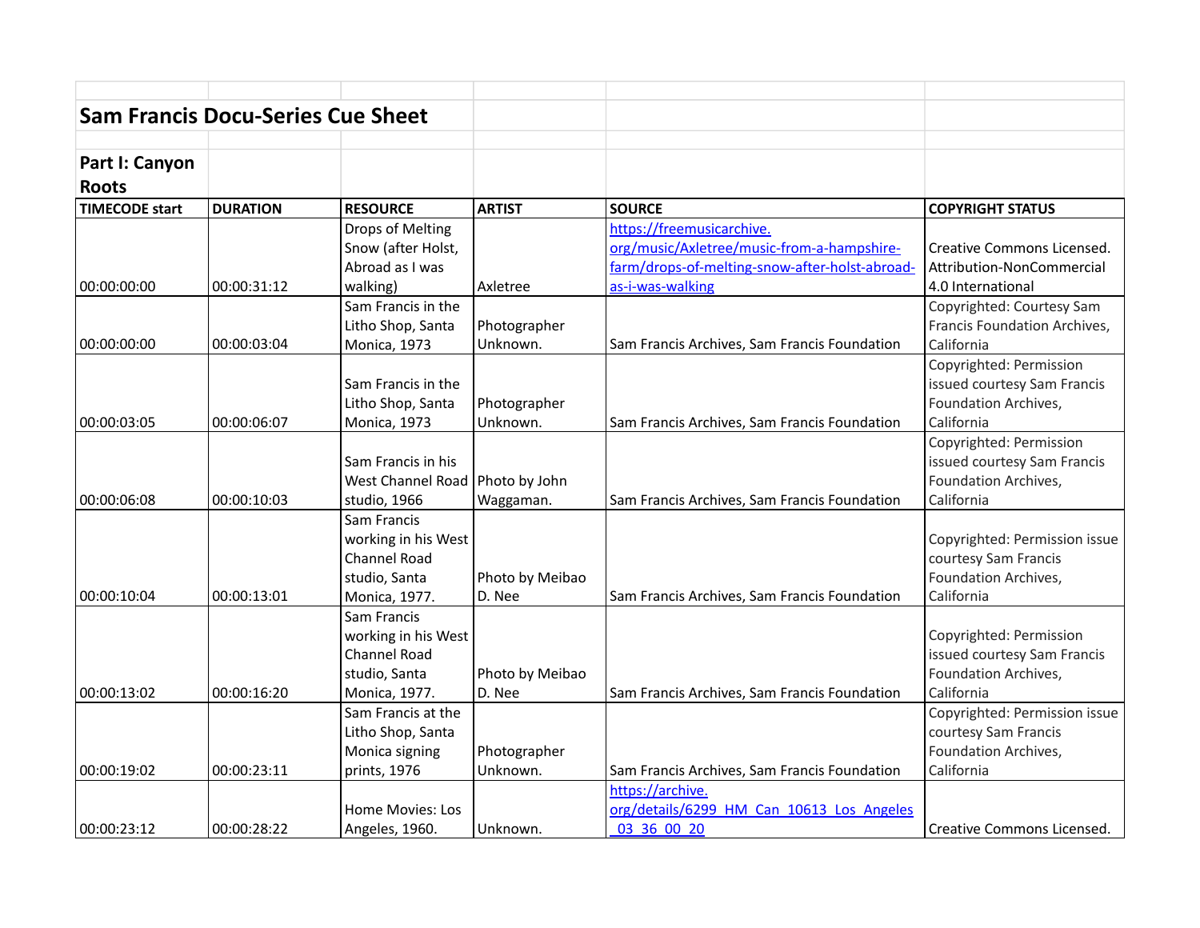# Sam Francis Docu-Series Cue Sheet

## Part I: Canyon Roots

| TIMECODE start | DURATION | RESOURCE | ARTIST | SOURCE | COPYRIGHT STATUS |
|---|---|---|---|---|---|
| 00:00:00:00 | 00:00:31:12 | Drops of Melting Snow (after Holst, Abroad as I was walking) | Axletree | https://freemusicarchive.org/music/Axletree/music-from-a-hampshire-farm/drops-of-melting-snow-after-holst-abroad-as-i-was-walking | Creative Commons Licensed. Attribution-NonCommercial 4.0 International |
| 00:00:00:00 | 00:00:03:04 | Sam Francis in the Litho Shop, Santa Monica, 1973 | Photographer Unknown. | Sam Francis Archives, Sam Francis Foundation | Copyrighted: Courtesy Sam Francis Foundation Archives, California |
| 00:00:03:05 | 00:00:06:07 | Sam Francis in the Litho Shop, Santa Monica, 1973 | Photographer Unknown. | Sam Francis Archives, Sam Francis Foundation | Copyrighted: Permission issued courtesy Sam Francis Foundation Archives, California |
| 00:00:06:08 | 00:00:10:03 | Sam Francis in his West Channel Road studio, 1966 | Photo by John Waggaman. | Sam Francis Archives, Sam Francis Foundation | Copyrighted: Permission issued courtesy Sam Francis Foundation Archives, California |
| 00:00:10:04 | 00:00:13:01 | Sam Francis working in his West Channel Road studio, Santa Monica, 1977. | Photo by Meibao D. Nee | Sam Francis Archives, Sam Francis Foundation | Copyrighted: Permission issue courtesy Sam Francis Foundation Archives, California |
| 00:00:13:02 | 00:00:16:20 | Sam Francis working in his West Channel Road studio, Santa Monica, 1977. | Photo by Meibao D. Nee | Sam Francis Archives, Sam Francis Foundation | Copyrighted: Permission issued courtesy Sam Francis Foundation Archives, California |
| 00:00:19:02 | 00:00:23:11 | Sam Francis at the Litho Shop, Santa Monica signing prints, 1976 | Photographer Unknown. | Sam Francis Archives, Sam Francis Foundation | Copyrighted: Permission issue courtesy Sam Francis Foundation Archives, California |
| 00:00:23:12 | 00:00:28:22 | Home Movies: Los Angeles, 1960. | Unknown. | https://archive.org/details/6299_HM_Can_10613_Los_Angeles_03_36_00_20 | Creative Commons Licensed. |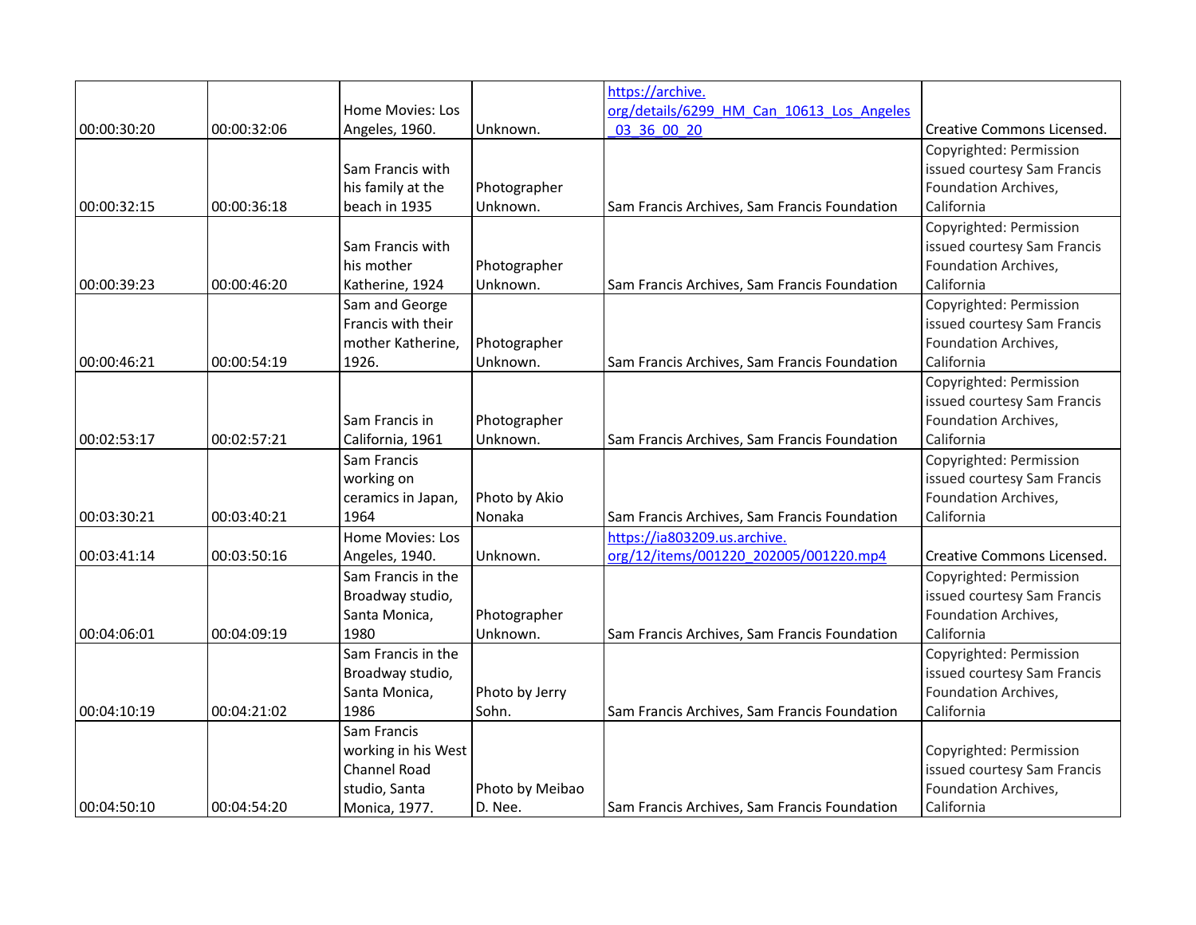| | | | | | |
|---|---|---|---|---|---|
| 00:00:30:20 | 00:00:32:06 | Home Movies: Los Angeles, 1960. | Unknown. | https://archive.org/details/6299_HM_Can_10613_Los_Angeles_03_36_00_20 | Creative Commons Licensed. |
| 00:00:32:15 | 00:00:36:18 | Sam Francis with his family at the beach in 1935 | Photographer Unknown. | Sam Francis Archives, Sam Francis Foundation | Copyrighted: Permission issued courtesy Sam Francis Foundation Archives, California |
| 00:00:39:23 | 00:00:46:20 | Sam Francis with his mother Katherine, 1924 | Photographer Unknown. | Sam Francis Archives, Sam Francis Foundation | Copyrighted: Permission issued courtesy Sam Francis Foundation Archives, California |
| 00:00:46:21 | 00:00:54:19 | Sam and George Francis with their mother Katherine, 1926. | Photographer Unknown. | Sam Francis Archives, Sam Francis Foundation | Copyrighted: Permission issued courtesy Sam Francis Foundation Archives, California |
| 00:02:53:17 | 00:02:57:21 | Sam Francis in California, 1961 | Photographer Unknown. | Sam Francis Archives, Sam Francis Foundation | Copyrighted: Permission issued courtesy Sam Francis Foundation Archives, California |
| 00:03:30:21 | 00:03:40:21 | Sam Francis working on ceramics in Japan, 1964 | Photo by Akio Nonaka | Sam Francis Archives, Sam Francis Foundation | Copyrighted: Permission issued courtesy Sam Francis Foundation Archives, California |
| 00:03:41:14 | 00:03:50:16 | Home Movies: Los Angeles, 1940. | Unknown. | https://ia803209.us.archive.org/12/items/001220_202005/001220.mp4 | Creative Commons Licensed. |
| 00:04:06:01 | 00:04:09:19 | Sam Francis in the Broadway studio, Santa Monica, 1980 | Photographer Unknown. | Sam Francis Archives, Sam Francis Foundation | Copyrighted: Permission issued courtesy Sam Francis Foundation Archives, California |
| 00:04:10:19 | 00:04:21:02 | Sam Francis in the Broadway studio, Santa Monica, 1986 | Photo by Jerry Sohn. | Sam Francis Archives, Sam Francis Foundation | Copyrighted: Permission issued courtesy Sam Francis Foundation Archives, California |
| 00:04:50:10 | 00:04:54:20 | Sam Francis working in his West Channel Road studio, Santa Monica, 1977. | Photo by Meibao D. Nee. | Sam Francis Archives, Sam Francis Foundation | Copyrighted: Permission issued courtesy Sam Francis Foundation Archives, California |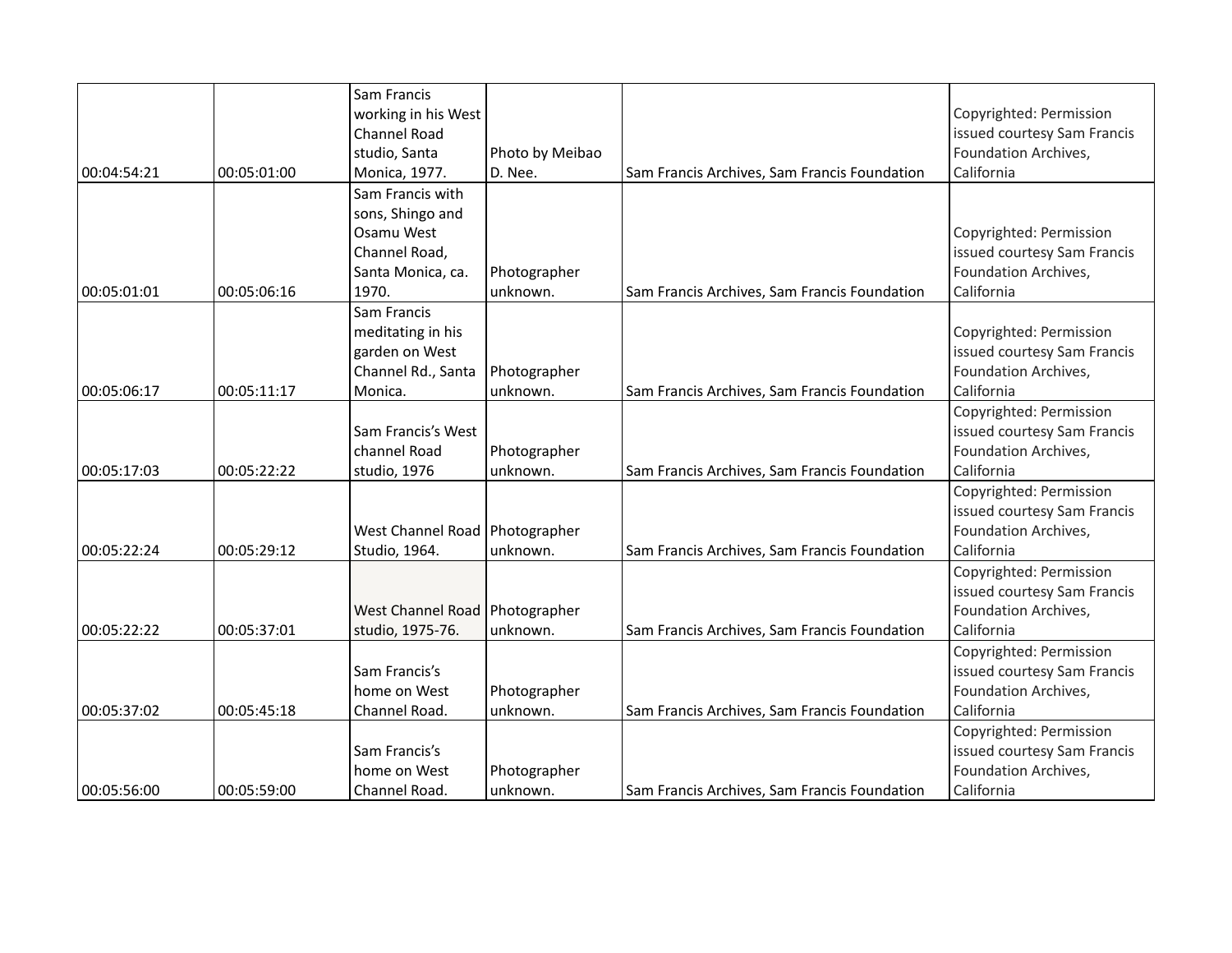| | | | | | |
|---|---|---|---|---|---|
| 00:04:54:21 | 00:05:01:00 | Sam Francis working in his West Channel Road studio, Santa Monica, 1977. | Photo by Meibao D. Nee. | Sam Francis Archives, Sam Francis Foundation | Copyrighted: Permission issued courtesy Sam Francis Foundation Archives, California |
| 00:05:01:01 | 00:05:06:16 | Sam Francis with sons, Shingo and Osamu West Channel Road, Santa Monica, ca. 1970. | Photographer unknown. | Sam Francis Archives, Sam Francis Foundation | Copyrighted: Permission issued courtesy Sam Francis Foundation Archives, California |
| 00:05:06:17 | 00:05:11:17 | Sam Francis meditating in his garden on West Channel Rd., Santa Monica. | Photographer unknown. | Sam Francis Archives, Sam Francis Foundation | Copyrighted: Permission issued courtesy Sam Francis Foundation Archives, California |
| 00:05:17:03 | 00:05:22:22 | Sam Francis's West channel Road studio, 1976 | Photographer unknown. | Sam Francis Archives, Sam Francis Foundation | Copyrighted: Permission issued courtesy Sam Francis Foundation Archives, California |
| 00:05:22:24 | 00:05:29:12 | West Channel Road Studio, 1964. | Photographer unknown. | Sam Francis Archives, Sam Francis Foundation | Copyrighted: Permission issued courtesy Sam Francis Foundation Archives, California |
| 00:05:22:22 | 00:05:37:01 | West Channel Road studio, 1975-76. | Photographer unknown. | Sam Francis Archives, Sam Francis Foundation | Copyrighted: Permission issued courtesy Sam Francis Foundation Archives, California |
| 00:05:37:02 | 00:05:45:18 | Sam Francis's home on West Channel Road. | Photographer unknown. | Sam Francis Archives, Sam Francis Foundation | Copyrighted: Permission issued courtesy Sam Francis Foundation Archives, California |
| 00:05:56:00 | 00:05:59:00 | Sam Francis's home on West Channel Road. | Photographer unknown. | Sam Francis Archives, Sam Francis Foundation | Copyrighted: Permission issued courtesy Sam Francis Foundation Archives, California |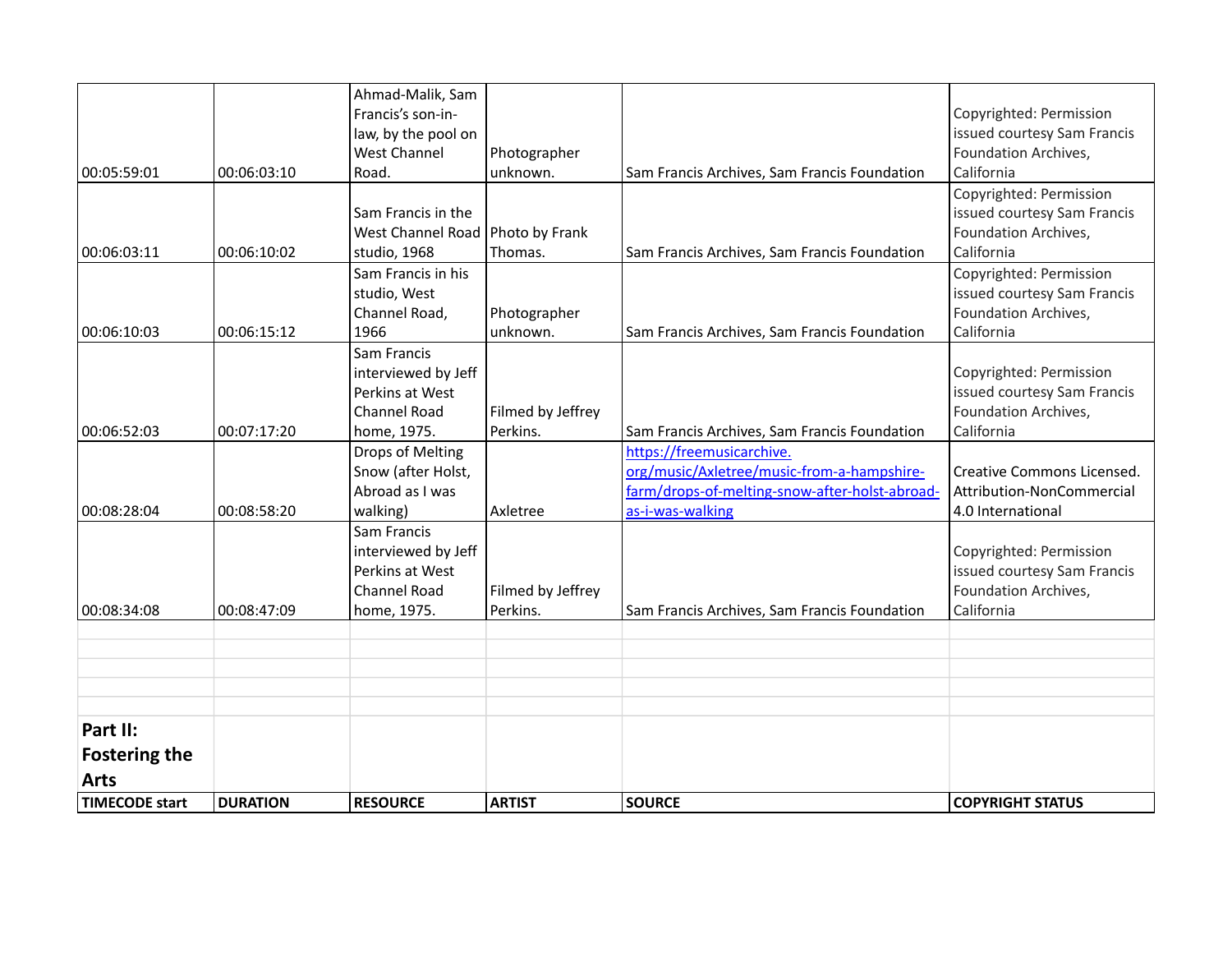| | | | | | |
|---|---|---|---|---|---|
| 00:05:59:01 | 00:06:03:10 | Ahmad-Malik, Sam Francis's son-in-law, by the pool on West Channel Road. | Photographer unknown. | Sam Francis Archives, Sam Francis Foundation | Copyrighted: Permission issued courtesy Sam Francis Foundation Archives, California |
| 00:06:03:11 | 00:06:10:02 | Sam Francis in the West Channel Road studio, 1968 | Photo by Frank Thomas. | Sam Francis Archives, Sam Francis Foundation | Copyrighted: Permission issued courtesy Sam Francis Foundation Archives, California |
| 00:06:10:03 | 00:06:15:12 | Sam Francis in his studio, West Channel Road, 1966 | Photographer unknown. | Sam Francis Archives, Sam Francis Foundation | Copyrighted: Permission issued courtesy Sam Francis Foundation Archives, California |
| 00:06:52:03 | 00:07:17:20 | Sam Francis interviewed by Jeff Perkins at West Channel Road home, 1975. | Filmed by Jeffrey Perkins. | Sam Francis Archives, Sam Francis Foundation | Copyrighted: Permission issued courtesy Sam Francis Foundation Archives, California |
| 00:08:28:04 | 00:08:58:20 | Drops of Melting Snow (after Holst, Abroad as I was walking) | Axletree | https://freemusicarchive.org/music/Axletree/music-from-a-hampshire-farm/drops-of-melting-snow-after-holst-abroad-as-i-was-walking | Creative Commons Licensed. Attribution-NonCommercial 4.0 International |
| 00:08:34:08 | 00:08:47:09 | Sam Francis interviewed by Jeff Perkins at West Channel Road home, 1975. | Filmed by Jeffrey Perkins. | Sam Francis Archives, Sam Francis Foundation | Copyrighted: Permission issued courtesy Sam Francis Foundation Archives, California |

## Part II: Fostering the Arts

| TIMECODE start | DURATION | RESOURCE | ARTIST | SOURCE | COPYRIGHT STATUS |
|---|---|---|---|---|---|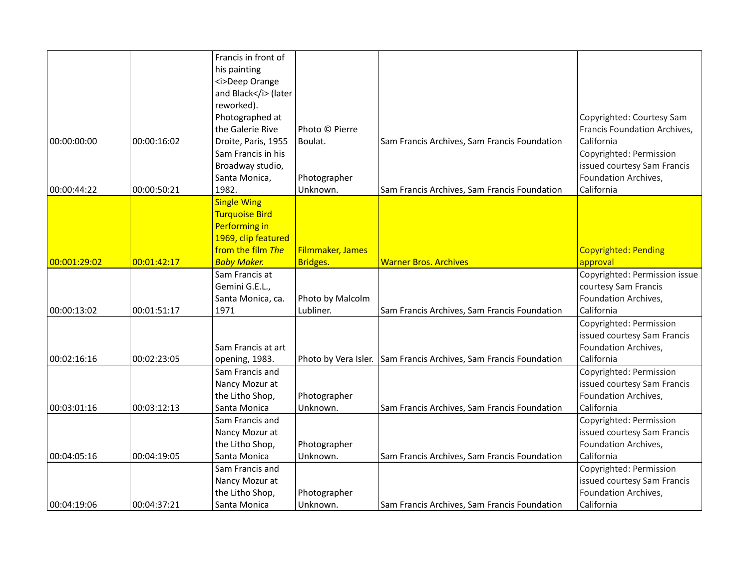|  |  |  |  |  |  |
|---|---|---|---|---|---|
| 00:00:00:00 | 00:00:16:02 | Francis in front of his painting <i>Deep Orange and Black</i> (later reworked). Photographed at the Galerie Rive Droite, Paris, 1955 | Photo © Pierre Boulat. | Sam Francis Archives, Sam Francis Foundation | Copyrighted: Courtesy Sam Francis Foundation Archives, California |
| 00:00:44:22 | 00:00:50:21 | Sam Francis in his Broadway studio, Santa Monica, 1982. | Photographer Unknown. | Sam Francis Archives, Sam Francis Foundation | Copyrighted: Permission issued courtesy Sam Francis Foundation Archives, California |
| 00:001:29:02 | 00:01:42:17 | Single Wing Turquoise Bird Performing in 1969, clip featured from the film *The Baby Maker.* | Filmmaker, James Bridges. | Warner Bros. Archives | Copyrighted: Pending approval |
| 00:00:13:02 | 00:01:51:17 | Sam Francis at Gemini G.E.L., Santa Monica, ca. 1971 | Photo by Malcolm Lubliner. | Sam Francis Archives, Sam Francis Foundation | Copyrighted: Permission issue courtesy Sam Francis Foundation Archives, California |
| 00:02:16:16 | 00:02:23:05 | Sam Francis at art opening, 1983. | Photo by Vera Isler. | Sam Francis Archives, Sam Francis Foundation | Copyrighted: Permission issued courtesy Sam Francis Foundation Archives, California |
| 00:03:01:16 | 00:03:12:13 | Sam Francis and Nancy Mozur at the Litho Shop, Santa Monica | Photographer Unknown. | Sam Francis Archives, Sam Francis Foundation | Copyrighted: Permission issued courtesy Sam Francis Foundation Archives, California |
| 00:04:05:16 | 00:04:19:05 | Sam Francis and Nancy Mozur at the Litho Shop, Santa Monica | Photographer Unknown. | Sam Francis Archives, Sam Francis Foundation | Copyrighted: Permission issued courtesy Sam Francis Foundation Archives, California |
| 00:04:19:06 | 00:04:37:21 | Sam Francis and Nancy Mozur at the Litho Shop, Santa Monica | Photographer Unknown. | Sam Francis Archives, Sam Francis Foundation | Copyrighted: Permission issued courtesy Sam Francis Foundation Archives, California |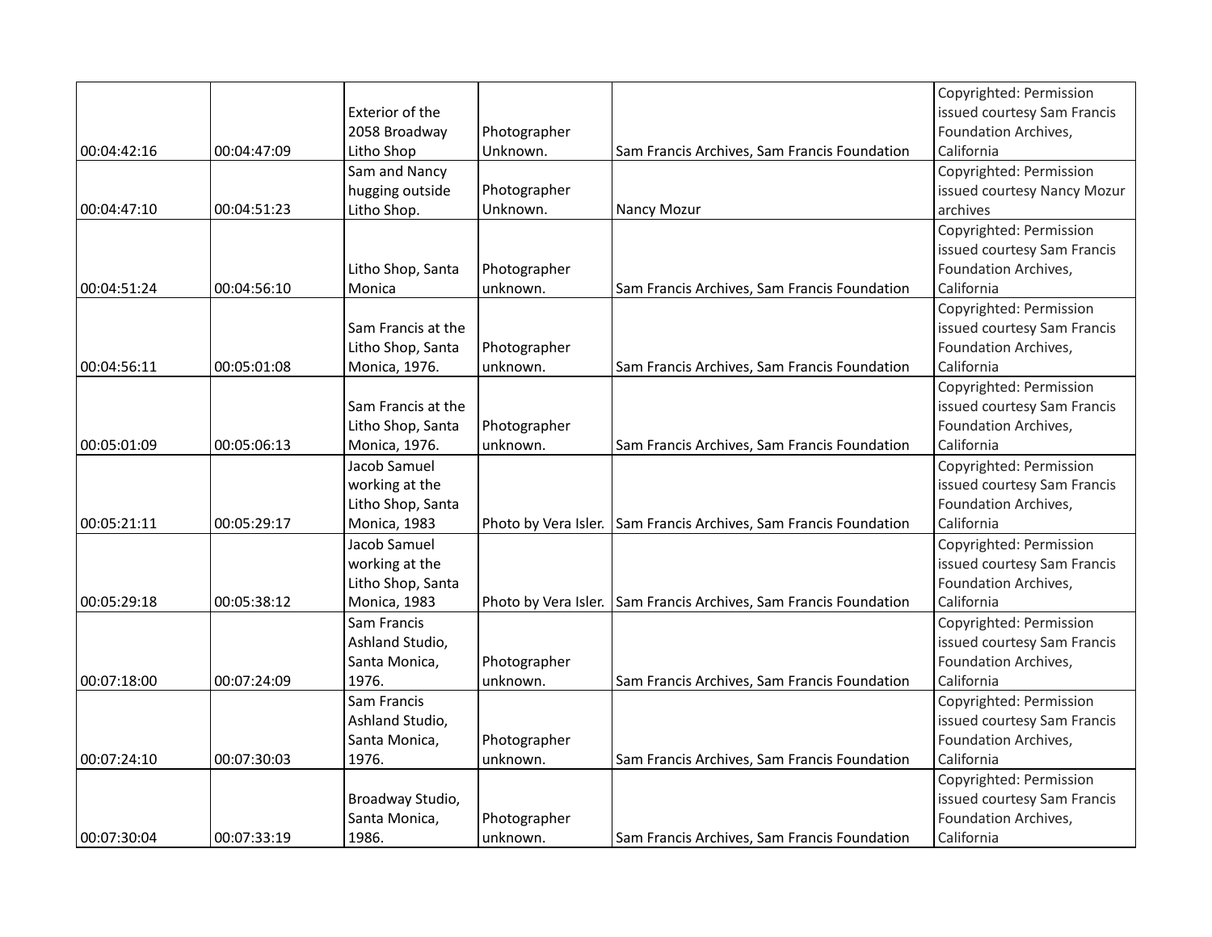| | | | | | |
|---|---|---|---|---|---|
| 00:04:42:16 | 00:04:47:09 | Exterior of the 2058 Broadway Litho Shop | Photographer Unknown. | Sam Francis Archives, Sam Francis Foundation | Copyrighted: Permission issued courtesy Sam Francis Foundation Archives, California |
| 00:04:47:10 | 00:04:51:23 | Sam and Nancy hugging outside Litho Shop. | Photographer Unknown. | Nancy Mozur | Copyrighted: Permission issued courtesy Nancy Mozur archives |
| 00:04:51:24 | 00:04:56:10 | Litho Shop, Santa Monica | Photographer unknown. | Sam Francis Archives, Sam Francis Foundation | Copyrighted: Permission issued courtesy Sam Francis Foundation Archives, California |
| 00:04:56:11 | 00:05:01:08 | Sam Francis at the Litho Shop, Santa Monica, 1976. | Photographer unknown. | Sam Francis Archives, Sam Francis Foundation | Copyrighted: Permission issued courtesy Sam Francis Foundation Archives, California |
| 00:05:01:09 | 00:05:06:13 | Sam Francis at the Litho Shop, Santa Monica, 1976. | Photographer unknown. | Sam Francis Archives, Sam Francis Foundation | Copyrighted: Permission issued courtesy Sam Francis Foundation Archives, California |
| 00:05:21:11 | 00:05:29:17 | Jacob Samuel working at the Litho Shop, Santa Monica, 1983 | Photo by Vera Isler. | Sam Francis Archives, Sam Francis Foundation | Copyrighted: Permission issued courtesy Sam Francis Foundation Archives, California |
| 00:05:29:18 | 00:05:38:12 | Jacob Samuel working at the Litho Shop, Santa Monica, 1983 | Photo by Vera Isler. | Sam Francis Archives, Sam Francis Foundation | Copyrighted: Permission issued courtesy Sam Francis Foundation Archives, California |
| 00:07:18:00 | 00:07:24:09 | Sam Francis Ashland Studio, Santa Monica, 1976. | Photographer unknown. | Sam Francis Archives, Sam Francis Foundation | Copyrighted: Permission issued courtesy Sam Francis Foundation Archives, California |
| 00:07:24:10 | 00:07:30:03 | Sam Francis Ashland Studio, Santa Monica, 1976. | Photographer unknown. | Sam Francis Archives, Sam Francis Foundation | Copyrighted: Permission issued courtesy Sam Francis Foundation Archives, California |
| 00:07:30:04 | 00:07:33:19 | Broadway Studio, Santa Monica, 1986. | Photographer unknown. | Sam Francis Archives, Sam Francis Foundation | Copyrighted: Permission issued courtesy Sam Francis Foundation Archives, California |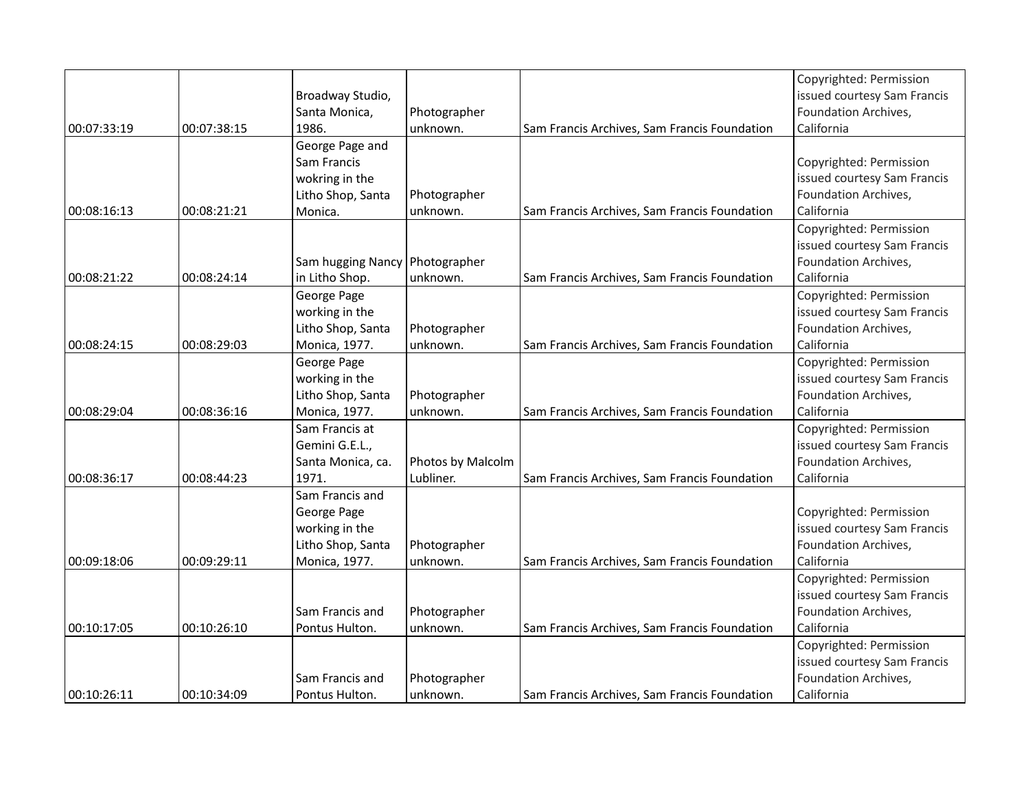| | | | | | |
|---|---|---|---|---|---|
| 00:07:33:19 | 00:07:38:15 | Broadway Studio, Santa Monica, 1986. | Photographer unknown. | Sam Francis Archives, Sam Francis Foundation | Copyrighted: Permission issued courtesy Sam Francis Foundation Archives, California |
| 00:08:16:13 | 00:08:21:21 | George Page and Sam Francis wokring in the Litho Shop, Santa Monica. | Photographer unknown. | Sam Francis Archives, Sam Francis Foundation | Copyrighted: Permission issued courtesy Sam Francis Foundation Archives, California |
| 00:08:21:22 | 00:08:24:14 | Sam hugging Nancy in Litho Shop. | Photographer unknown. | Sam Francis Archives, Sam Francis Foundation | Copyrighted: Permission issued courtesy Sam Francis Foundation Archives, California |
| 00:08:24:15 | 00:08:29:03 | George Page working in the Litho Shop, Santa Monica, 1977. | Photographer unknown. | Sam Francis Archives, Sam Francis Foundation | Copyrighted: Permission issued courtesy Sam Francis Foundation Archives, California |
| 00:08:29:04 | 00:08:36:16 | George Page working in the Litho Shop, Santa Monica, 1977. | Photographer unknown. | Sam Francis Archives, Sam Francis Foundation | Copyrighted: Permission issued courtesy Sam Francis Foundation Archives, California |
| 00:08:36:17 | 00:08:44:23 | Sam Francis at Gemini G.E.L., Santa Monica, ca. 1971. | Photos by Malcolm Lubliner. | Sam Francis Archives, Sam Francis Foundation | Copyrighted: Permission issued courtesy Sam Francis Foundation Archives, California |
| 00:09:18:06 | 00:09:29:11 | Sam Francis and George Page working in the Litho Shop, Santa Monica, 1977. | Photographer unknown. | Sam Francis Archives, Sam Francis Foundation | Copyrighted: Permission issued courtesy Sam Francis Foundation Archives, California |
| 00:10:17:05 | 00:10:26:10 | Sam Francis and Pontus Hulton. | Photographer unknown. | Sam Francis Archives, Sam Francis Foundation | Copyrighted: Permission issued courtesy Sam Francis Foundation Archives, California |
| 00:10:26:11 | 00:10:34:09 | Sam Francis and Pontus Hulton. | Photographer unknown. | Sam Francis Archives, Sam Francis Foundation | Copyrighted: Permission issued courtesy Sam Francis Foundation Archives, California |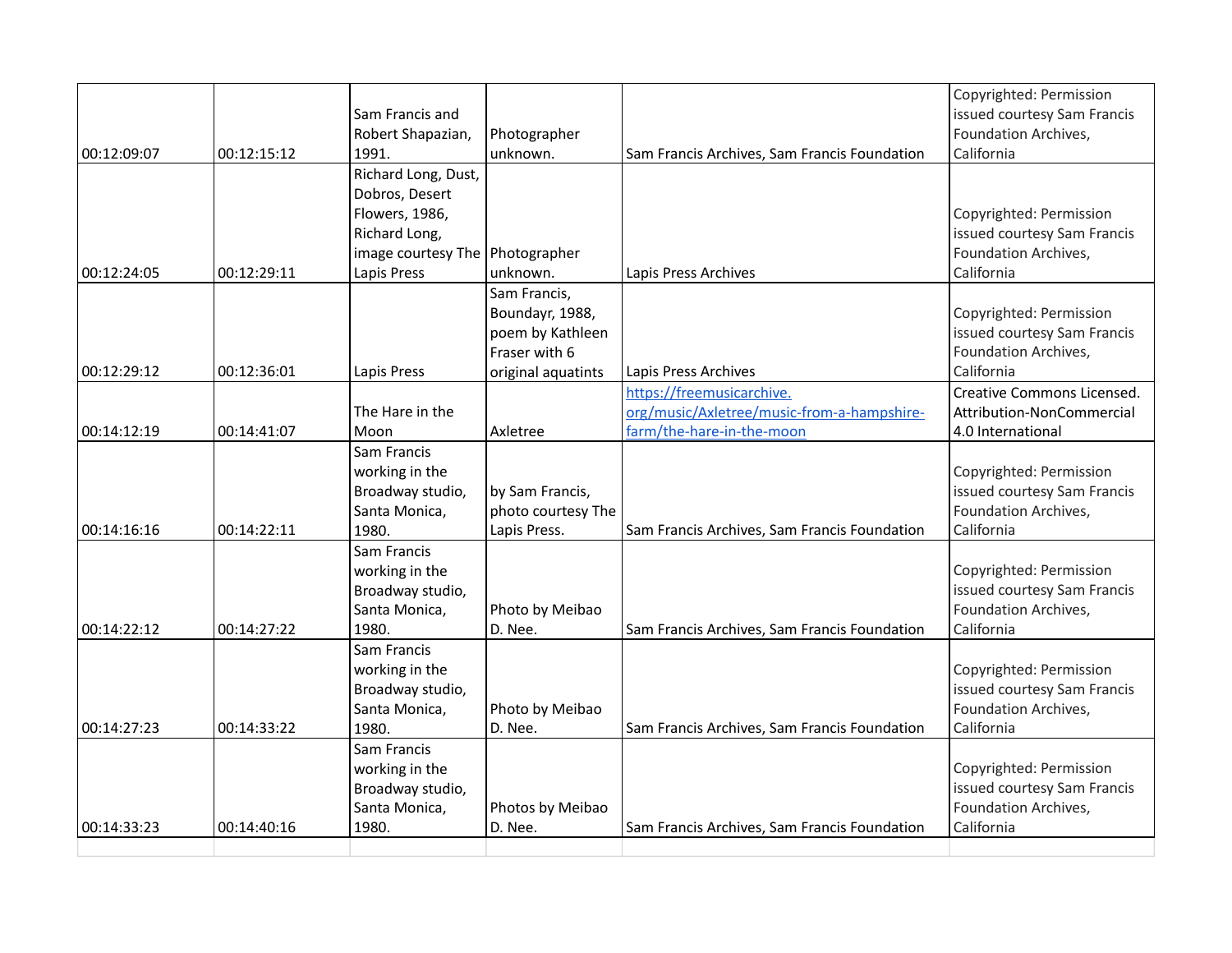| | | | | | |
|---|---|---|---|---|---|
| 00:12:09:07 | 00:12:15:12 | Sam Francis and Robert Shapazian, 1991. | Photographer unknown. | Sam Francis Archives, Sam Francis Foundation | Copyrighted: Permission issued courtesy Sam Francis Foundation Archives, California |
| 00:12:24:05 | 00:12:29:11 | Richard Long, Dust, Dobros, Desert Flowers, 1986, Richard Long, image courtesy The Lapis Press | Photographer unknown. | Lapis Press Archives | Copyrighted: Permission issued courtesy Sam Francis Foundation Archives, California |
| 00:12:29:12 | 00:12:36:01 | Lapis Press | Sam Francis, Boundayr, 1988, poem by Kathleen Fraser with 6 original aquatints | Lapis Press Archives | Copyrighted: Permission issued courtesy Sam Francis Foundation Archives, California |
| 00:14:12:19 | 00:14:41:07 | The Hare in the Moon | Axletree | https://freemusicarchive.org/music/Axletree/music-from-a-hampshire-farm/the-hare-in-the-moon | Creative Commons Licensed. Attribution-NonCommercial 4.0 International |
| 00:14:16:16 | 00:14:22:11 | Sam Francis working in the Broadway studio, Santa Monica, 1980. | by Sam Francis, photo courtesy The Lapis Press. | Sam Francis Archives, Sam Francis Foundation | Copyrighted: Permission issued courtesy Sam Francis Foundation Archives, California |
| 00:14:22:12 | 00:14:27:22 | Sam Francis working in the Broadway studio, Santa Monica, 1980. | Photo by Meibao D. Nee. | Sam Francis Archives, Sam Francis Foundation | Copyrighted: Permission issued courtesy Sam Francis Foundation Archives, California |
| 00:14:27:23 | 00:14:33:22 | Sam Francis working in the Broadway studio, Santa Monica, 1980. | Photo by Meibao D. Nee. | Sam Francis Archives, Sam Francis Foundation | Copyrighted: Permission issued courtesy Sam Francis Foundation Archives, California |
| 00:14:33:23 | 00:14:40:16 | Sam Francis working in the Broadway studio, Santa Monica, 1980. | Photos by Meibao D. Nee. | Sam Francis Archives, Sam Francis Foundation | Copyrighted: Permission issued courtesy Sam Francis Foundation Archives, California |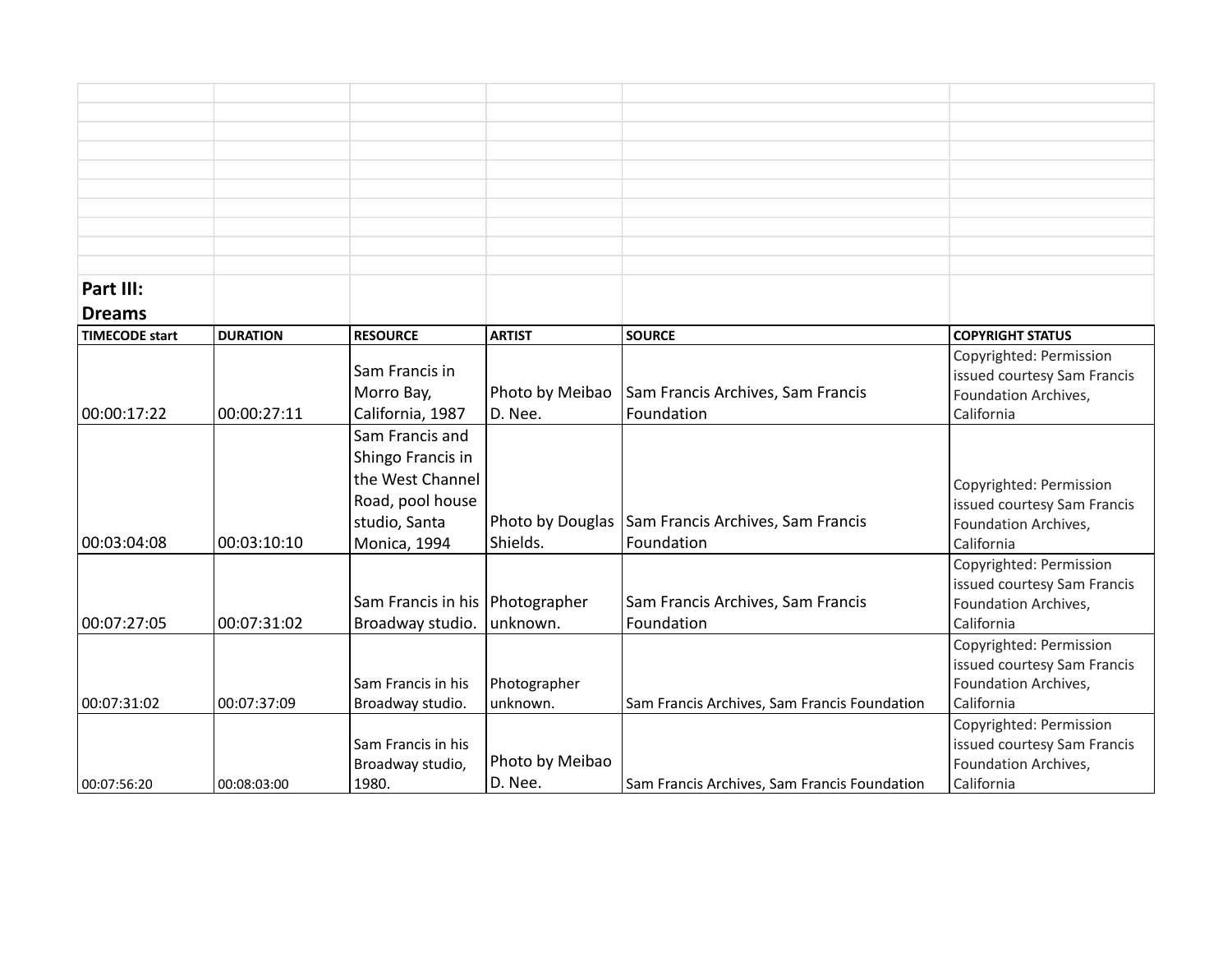**Part III: Dreams**

| TIMECODE start | DURATION | RESOURCE | ARTIST | SOURCE | COPYRIGHT STATUS |
|---|---|---|---|---|---|
| 00:00:17:22 | 00:00:27:11 | Sam Francis in Morro Bay, California, 1987 | Photo by Meibao D. Nee. | Sam Francis Archives, Sam Francis Foundation | Copyrighted: Permission issued courtesy Sam Francis Foundation Archives, California |
| 00:03:04:08 | 00:03:10:10 | Sam Francis and Shingo Francis in the West Channel Road, pool house studio, Santa Monica, 1994 | Photo by Douglas Shields. | Sam Francis Archives, Sam Francis Foundation | Copyrighted: Permission issued courtesy Sam Francis Foundation Archives, California |
| 00:07:27:05 | 00:07:31:02 | Sam Francis in his Broadway studio. | Photographer unknown. | Sam Francis Archives, Sam Francis Foundation | Copyrighted: Permission issued courtesy Sam Francis Foundation Archives, California |
| 00:07:31:02 | 00:07:37:09 | Sam Francis in his Broadway studio. | Photographer unknown. | Sam Francis Archives, Sam Francis Foundation | Copyrighted: Permission issued courtesy Sam Francis Foundation Archives, California |
| 00:07:56:20 | 00:08:03:00 | Sam Francis in his Broadway studio, 1980. | Photo by Meibao D. Nee. | Sam Francis Archives, Sam Francis Foundation | Copyrighted: Permission issued courtesy Sam Francis Foundation Archives, California |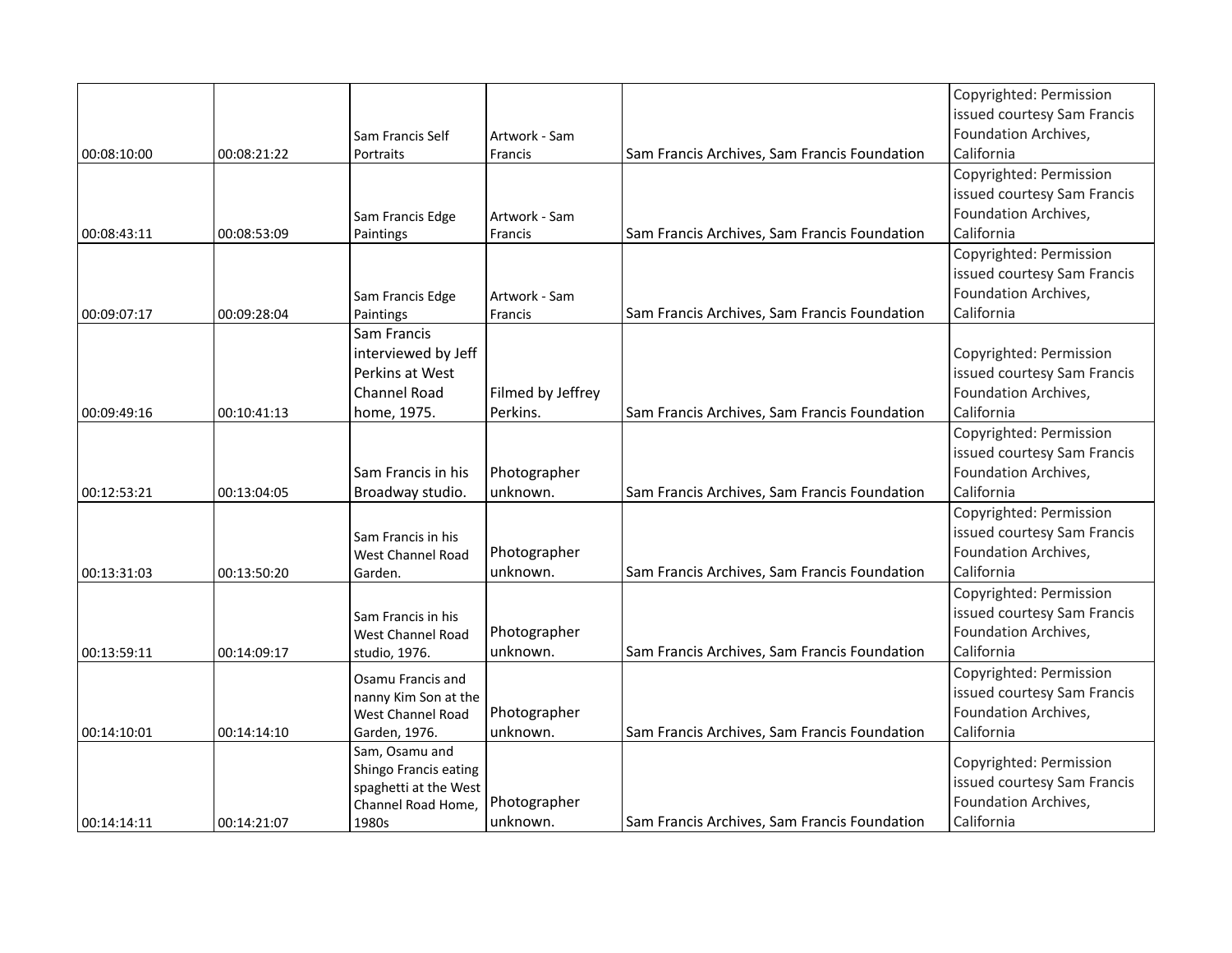| | | | | | |
|---|---|---|---|---|---|
| 00:08:10:00 | 00:08:21:22 | Sam Francis Self Portraits | Artwork - Sam Francis | Sam Francis Archives, Sam Francis Foundation | Copyrighted: Permission issued courtesy Sam Francis Foundation Archives, California |
| 00:08:43:11 | 00:08:53:09 | Sam Francis Edge Paintings | Artwork - Sam Francis | Sam Francis Archives, Sam Francis Foundation | Copyrighted: Permission issued courtesy Sam Francis Foundation Archives, California |
| 00:09:07:17 | 00:09:28:04 | Sam Francis Edge Paintings | Artwork - Sam Francis | Sam Francis Archives, Sam Francis Foundation | Copyrighted: Permission issued courtesy Sam Francis Foundation Archives, California |
| 00:09:49:16 | 00:10:41:13 | Sam Francis interviewed by Jeff Perkins at West Channel Road home, 1975. | Filmed by Jeffrey Perkins. | Sam Francis Archives, Sam Francis Foundation | Copyrighted: Permission issued courtesy Sam Francis Foundation Archives, California |
| 00:12:53:21 | 00:13:04:05 | Sam Francis in his Broadway studio. | Photographer unknown. | Sam Francis Archives, Sam Francis Foundation | Copyrighted: Permission issued courtesy Sam Francis Foundation Archives, California |
| 00:13:31:03 | 00:13:50:20 | Sam Francis in his West Channel Road Garden. | Photographer unknown. | Sam Francis Archives, Sam Francis Foundation | Copyrighted: Permission issued courtesy Sam Francis Foundation Archives, California |
| 00:13:59:11 | 00:14:09:17 | Sam Francis in his West Channel Road studio, 1976. | Photographer unknown. | Sam Francis Archives, Sam Francis Foundation | Copyrighted: Permission issued courtesy Sam Francis Foundation Archives, California |
| 00:14:10:01 | 00:14:14:10 | Osamu Francis and nanny Kim Son at the West Channel Road Garden, 1976. | Photographer unknown. | Sam Francis Archives, Sam Francis Foundation | Copyrighted: Permission issued courtesy Sam Francis Foundation Archives, California |
| 00:14:14:11 | 00:14:21:07 | Sam, Osamu and Shingo Francis eating spaghetti at the West Channel Road Home, 1980s | Photographer unknown. | Sam Francis Archives, Sam Francis Foundation | Copyrighted: Permission issued courtesy Sam Francis Foundation Archives, California |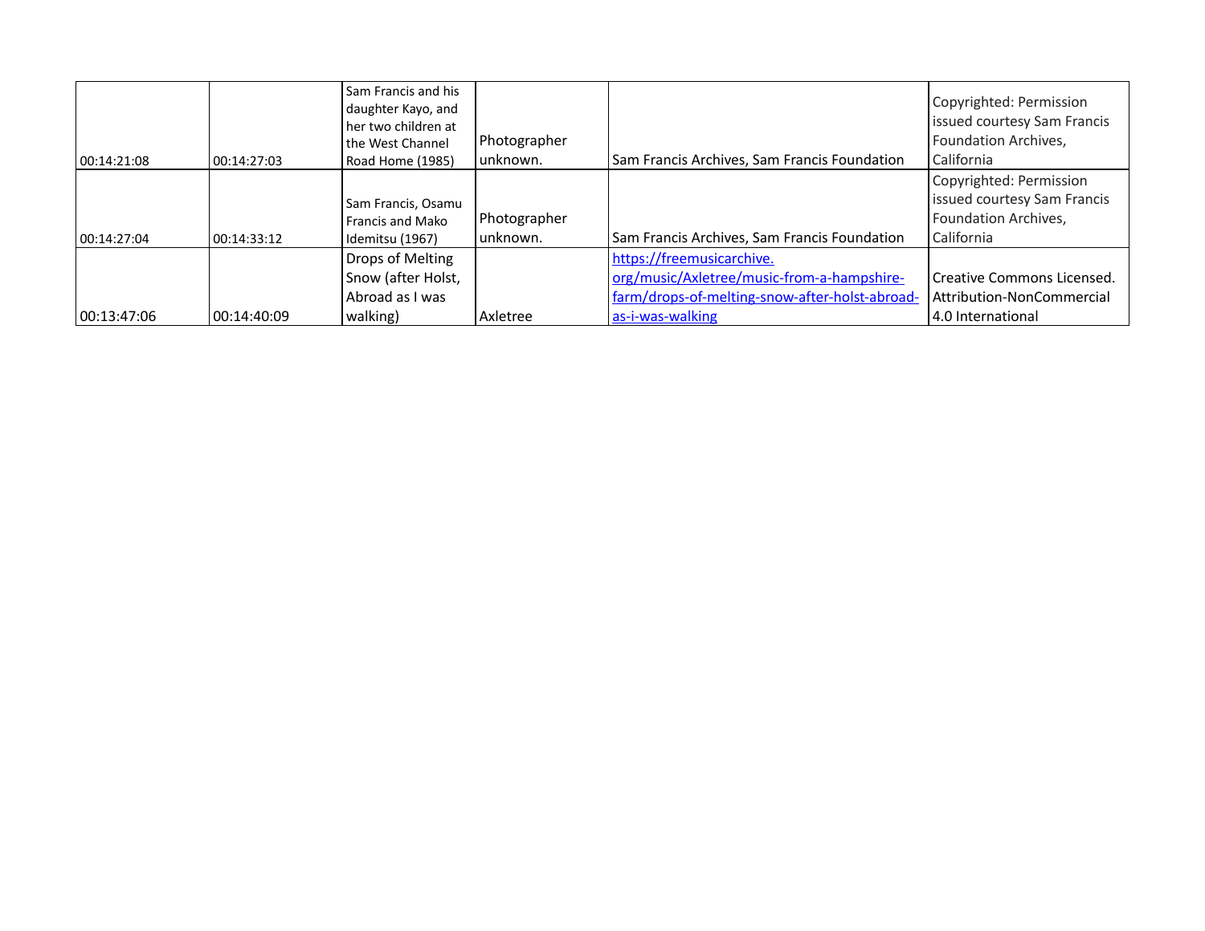| | | | | | |
|---|---|---|---|---|---|
| 00:14:21:08 | 00:14:27:03 | Sam Francis and his daughter Kayo, and her two children at the West Channel Road Home (1985) | Photographer unknown. | Sam Francis Archives, Sam Francis Foundation | Copyrighted: Permission issued courtesy Sam Francis Foundation Archives, California |
| 00:14:27:04 | 00:14:33:12 | Sam Francis, Osamu Francis and Mako Idemitsu (1967) | Photographer unknown. | Sam Francis Archives, Sam Francis Foundation | Copyrighted: Permission issued courtesy Sam Francis Foundation Archives, California |
| 00:13:47:06 | 00:14:40:09 | Drops of Melting Snow (after Holst, Abroad as I was walking) | Axletree | https://freemusicarchive.org/music/Axletree/music-from-a-hampshire-farm/drops-of-melting-snow-after-holst-abroad-as-i-was-walking | Creative Commons Licensed. Attribution-NonCommercial 4.0 International |